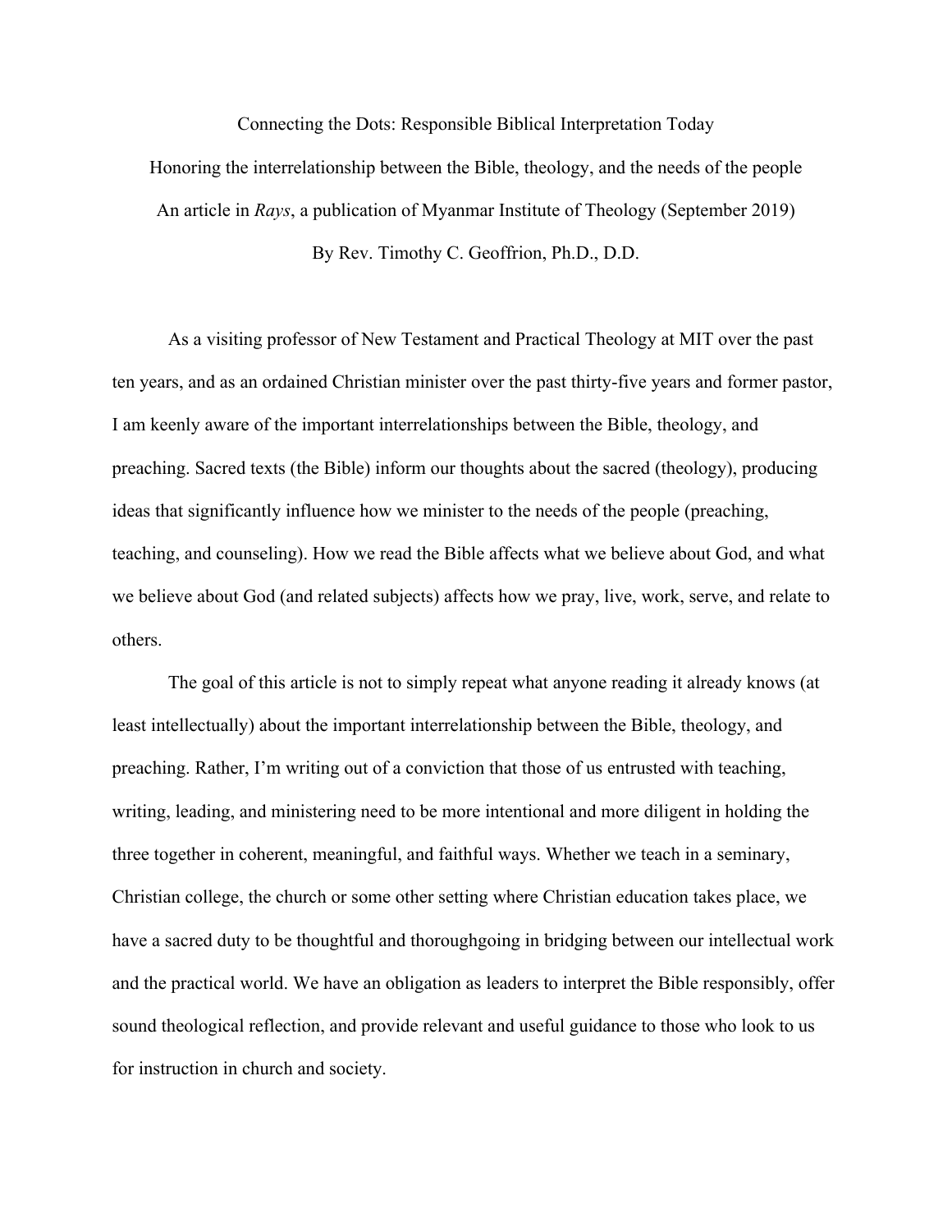# Connecting the Dots: Responsible Biblical Interpretation Today

Honoring the interrelationship between the Bible, theology, and the needs of the people

An article in *Rays*, a publication of Myanmar Institute of Theology (September 2019)

By Rev. Timothy C. Geoffrion, Ph.D., D.D.

As a visiting professor of New Testament and Practical Theology at MIT over the past ten years, and as an ordained Christian minister over the past thirty-five years and former pastor, I am keenly aware of the important interrelationships between the Bible, theology, and preaching. Sacred texts (the Bible) inform our thoughts about the sacred (theology), producing ideas that significantly influence how we minister to the needs of the people (preaching, teaching, and counseling). How we read the Bible affects what we believe about God, and what we believe about God (and related subjects) affects how we pray, live, work, serve, and relate to others.

The goal of this article is not to simply repeat what anyone reading it already knows (at least intellectually) about the important interrelationship between the Bible, theology, and preaching. Rather, I'm writing out of a conviction that those of us entrusted with teaching, writing, leading, and ministering need to be more intentional and more diligent in holding the three together in coherent, meaningful, and faithful ways. Whether we teach in a seminary, Christian college, the church or some other setting where Christian education takes place, we have a sacred duty to be thoughtful and thoroughgoing in bridging between our intellectual work and the practical world. We have an obligation as leaders to interpret the Bible responsibly, offer sound theological reflection, and provide relevant and useful guidance to those who look to us for instruction in church and society.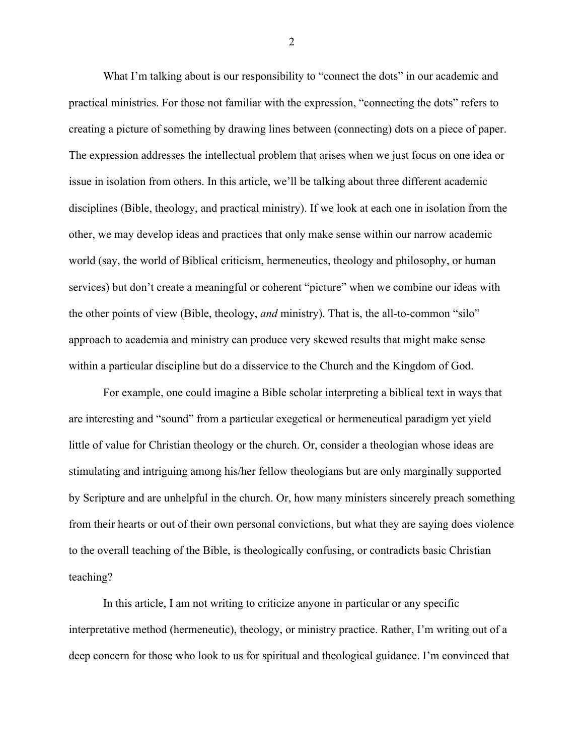What I'm talking about is our responsibility to "connect the dots" in our academic and practical ministries. For those not familiar with the expression, "connecting the dots" refers to creating a picture of something by drawing lines between (connecting) dots on a piece of paper. The expression addresses the intellectual problem that arises when we just focus on one idea or issue in isolation from others. In this article, we'll be talking about three different academic disciplines (Bible, theology, and practical ministry). If we look at each one in isolation from the other, we may develop ideas and practices that only make sense within our narrow academic world (say, the world of Biblical criticism, hermeneutics, theology and philosophy, or human services) but don't create a meaningful or coherent "picture" when we combine our ideas with the other points of view (Bible, theology, *and* ministry). That is, the all-to-common "silo" approach to academia and ministry can produce very skewed results that might make sense within a particular discipline but do a disservice to the Church and the Kingdom of God.

For example, one could imagine a Bible scholar interpreting a biblical text in ways that are interesting and "sound" from a particular exegetical or hermeneutical paradigm yet yield little of value for Christian theology or the church. Or, consider a theologian whose ideas are stimulating and intriguing among his/her fellow theologians but are only marginally supported by Scripture and are unhelpful in the church. Or, how many ministers sincerely preach something from their hearts or out of their own personal convictions, but what they are saying does violence to the overall teaching of the Bible, is theologically confusing, or contradicts basic Christian teaching?

In this article, I am not writing to criticize anyone in particular or any specific interpretative method (hermeneutic), theology, or ministry practice. Rather, I'm writing out of a deep concern for those who look to us for spiritual and theological guidance. I'm convinced that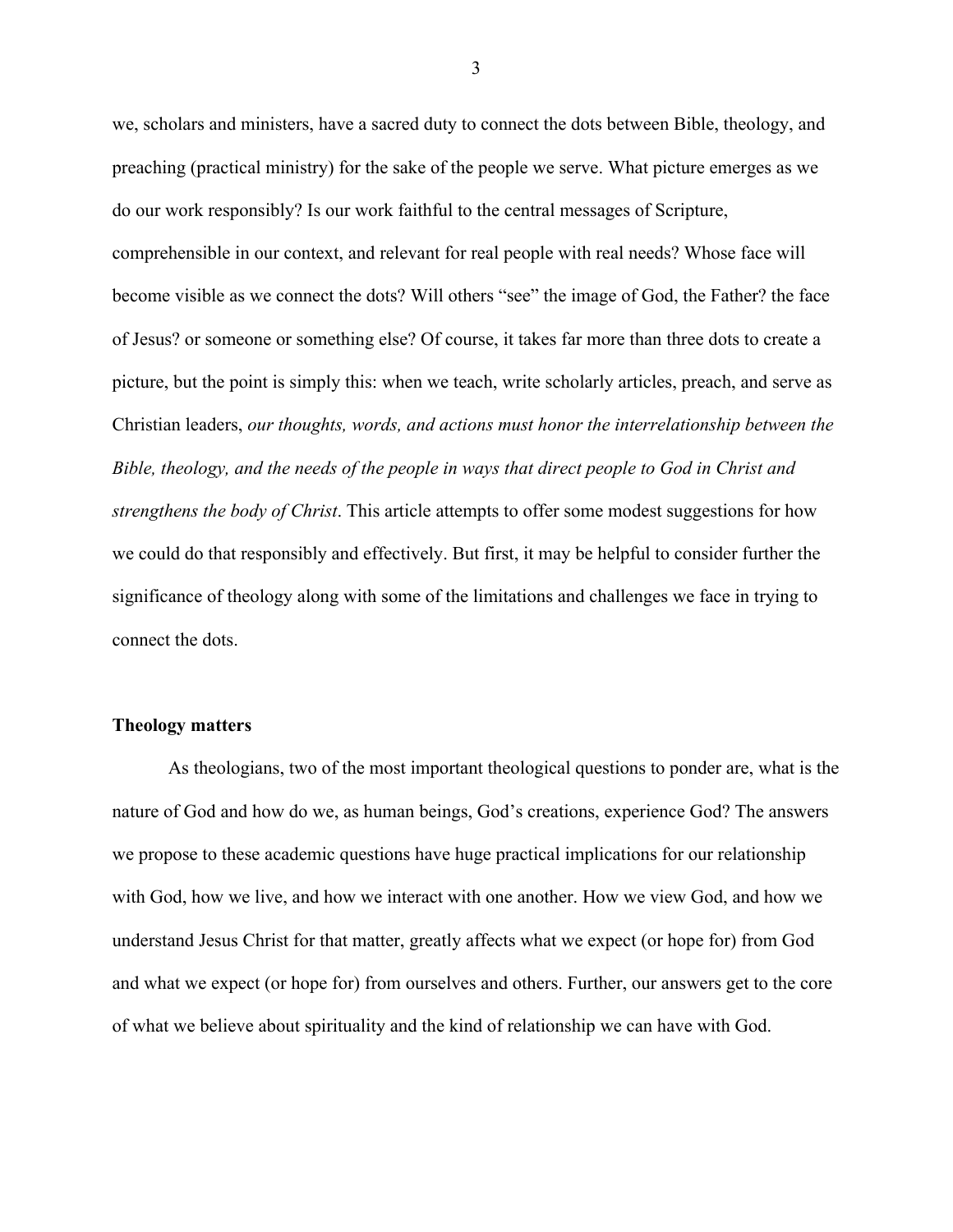we, scholars and ministers, have a sacred duty to connect the dots between Bible, theology, and preaching (practical ministry) for the sake of the people we serve. What picture emerges as we do our work responsibly? Is our work faithful to the central messages of Scripture, comprehensible in our context, and relevant for real people with real needs? Whose face will become visible as we connect the dots? Will others "see" the image of God, the Father? the face of Jesus? or someone or something else? Of course, it takes far more than three dots to create a picture, but the point is simply this: when we teach, write scholarly articles, preach, and serve as Christian leaders, *our thoughts, words, and actions must honor the interrelationship between the Bible, theology, and the needs of the people in ways that direct people to God in Christ and strengthens the body of Christ*. This article attempts to offer some modest suggestions for how we could do that responsibly and effectively. But first, it may be helpful to consider further the significance of theology along with some of the limitations and challenges we face in trying to connect the dots.

**Theology matters**

As theologians, two of the most important theological questions to ponder are, what is the nature of God and how do we, as human beings, God's creations, experience God? The answers we propose to these academic questions have huge practical implications for our relationship with God, how we live, and how we interact with one another. How we view God, and how we understand Jesus Christ for that matter, greatly affects what we expect (or hope for) from God and what we expect (or hope for) from ourselves and others. Further, our answers get to the core of what we believe about spirituality and the kind of relationship we can have with God.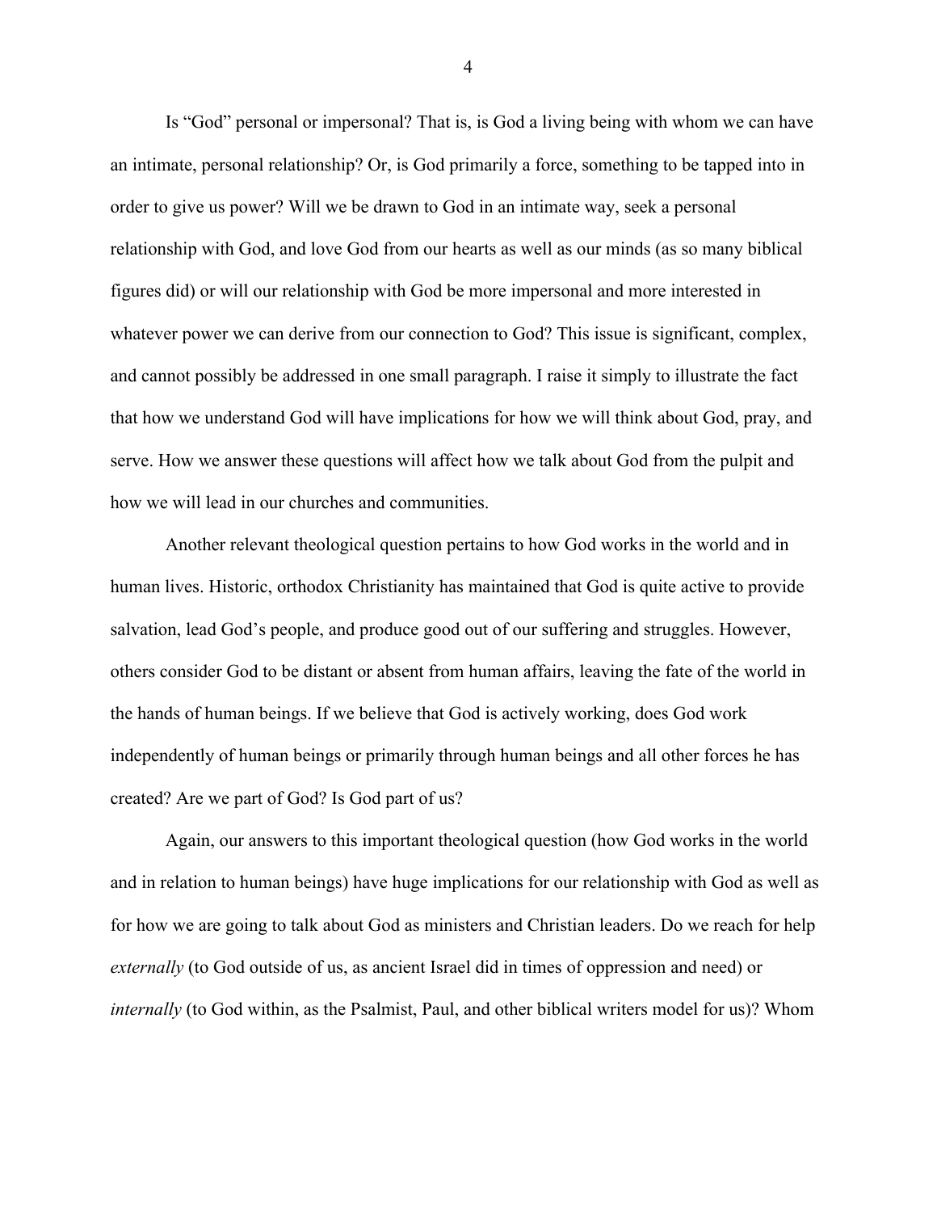Is "God" personal or impersonal? That is, is God a living being with whom we can have an intimate, personal relationship? Or, is God primarily a force, something to be tapped into in order to give us power? Will we be drawn to God in an intimate way, seek a personal relationship with God, and love God from our hearts as well as our minds (as so many biblical figures did) or will our relationship with God be more impersonal and more interested in whatever power we can derive from our connection to God? This issue is significant, complex, and cannot possibly be addressed in one small paragraph. I raise it simply to illustrate the fact that how we understand God will have implications for how we will think about God, pray, and serve. How we answer these questions will affect how we talk about God from the pulpit and how we will lead in our churches and communities.

Another relevant theological question pertains to how God works in the world and in human lives. Historic, orthodox Christianity has maintained that God is quite active to provide salvation, lead God's people, and produce good out of our suffering and struggles. However, others consider God to be distant or absent from human affairs, leaving the fate of the world in the hands of human beings. If we believe that God is actively working, does God work independently of human beings or primarily through human beings and all other forces he has created? Are we part of God? Is God part of us?

Again, our answers to this important theological question (how God works in the world and in relation to human beings) have huge implications for our relationship with God as well as for how we are going to talk about God as ministers and Christian leaders. Do we reach for help *externally* (to God outside of us, as ancient Israel did in times of oppression and need) or *internally* (to God within, as the Psalmist, Paul, and other biblical writers model for us)? Whom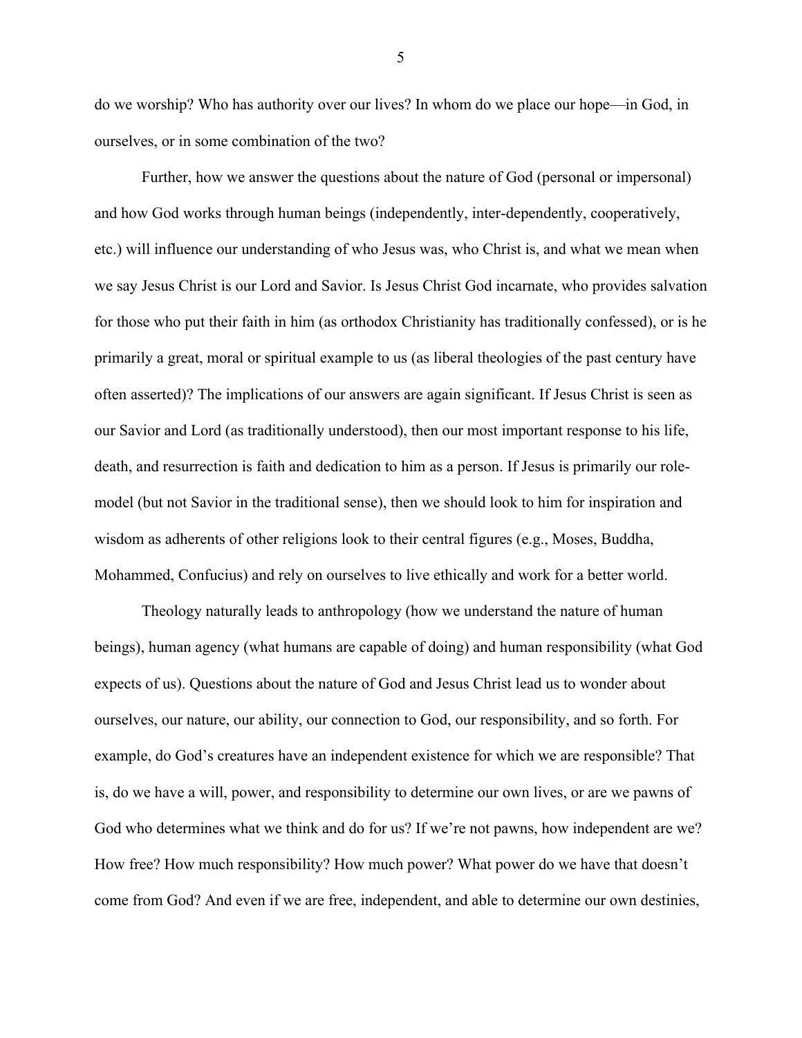do we worship? Who has authority over our lives? In whom do we place our hope—in God, in ourselves, or in some combination of the two?

Further, how we answer the questions about the nature of God (personal or impersonal) and how God works through human beings (independently, inter-dependently, cooperatively, etc.) will influence our understanding of who Jesus was, who Christ is, and what we mean when we say Jesus Christ is our Lord and Savior. Is Jesus Christ God incarnate, who provides salvation for those who put their faith in him (as orthodox Christianity has traditionally confessed), or is he primarily a great, moral or spiritual example to us (as liberal theologies of the past century have often asserted)? The implications of our answers are again significant. If Jesus Christ is seen as our Savior and Lord (as traditionally understood), then our most important response to his life, death, and resurrection is faith and dedication to him as a person. If Jesus is primarily our role-model (but not Savior in the traditional sense), then we should look to him for inspiration and wisdom as adherents of other religions look to their central figures (e.g., Moses, Buddha, Mohammed, Confucius) and rely on ourselves to live ethically and work for a better world.

Theology naturally leads to anthropology (how we understand the nature of human beings), human agency (what humans are capable of doing) and human responsibility (what God expects of us). Questions about the nature of God and Jesus Christ lead us to wonder about ourselves, our nature, our ability, our connection to God, our responsibility, and so forth. For example, do God's creatures have an independent existence for which we are responsible? That is, do we have a will, power, and responsibility to determine our own lives, or are we pawns of God who determines what we think and do for us? If we're not pawns, how independent are we? How free? How much responsibility? How much power? What power do we have that doesn't come from God? And even if we are free, independent, and able to determine our own destinies,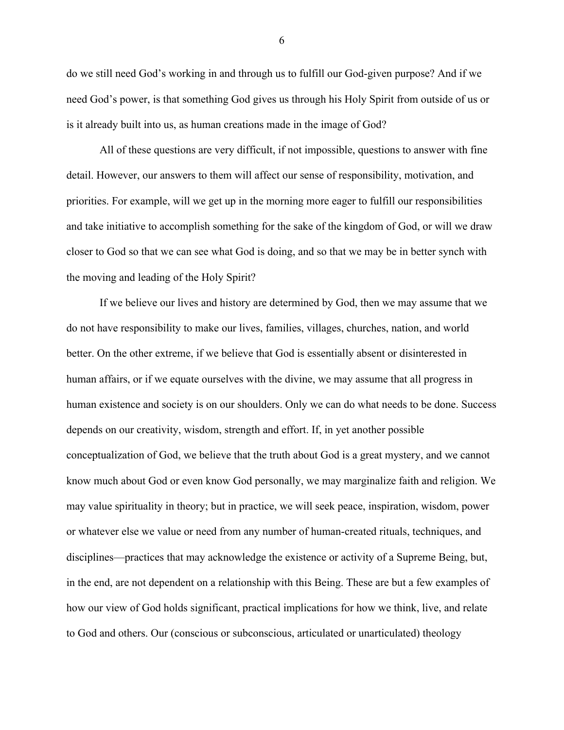do we still need God's working in and through us to fulfill our God-given purpose? And if we need God's power, is that something God gives us through his Holy Spirit from outside of us or is it already built into us, as human creations made in the image of God?

All of these questions are very difficult, if not impossible, questions to answer with fine detail. However, our answers to them will affect our sense of responsibility, motivation, and priorities. For example, will we get up in the morning more eager to fulfill our responsibilities and take initiative to accomplish something for the sake of the kingdom of God, or will we draw closer to God so that we can see what God is doing, and so that we may be in better synch with the moving and leading of the Holy Spirit?

If we believe our lives and history are determined by God, then we may assume that we do not have responsibility to make our lives, families, villages, churches, nation, and world better. On the other extreme, if we believe that God is essentially absent or disinterested in human affairs, or if we equate ourselves with the divine, we may assume that all progress in human existence and society is on our shoulders. Only we can do what needs to be done. Success depends on our creativity, wisdom, strength and effort. If, in yet another possible conceptualization of God, we believe that the truth about God is a great mystery, and we cannot know much about God or even know God personally, we may marginalize faith and religion. We may value spirituality in theory; but in practice, we will seek peace, inspiration, wisdom, power or whatever else we value or need from any number of human-created rituals, techniques, and disciplines—practices that may acknowledge the existence or activity of a Supreme Being, but, in the end, are not dependent on a relationship with this Being. These are but a few examples of how our view of God holds significant, practical implications for how we think, live, and relate to God and others. Our (conscious or subconscious, articulated or unarticulated) theology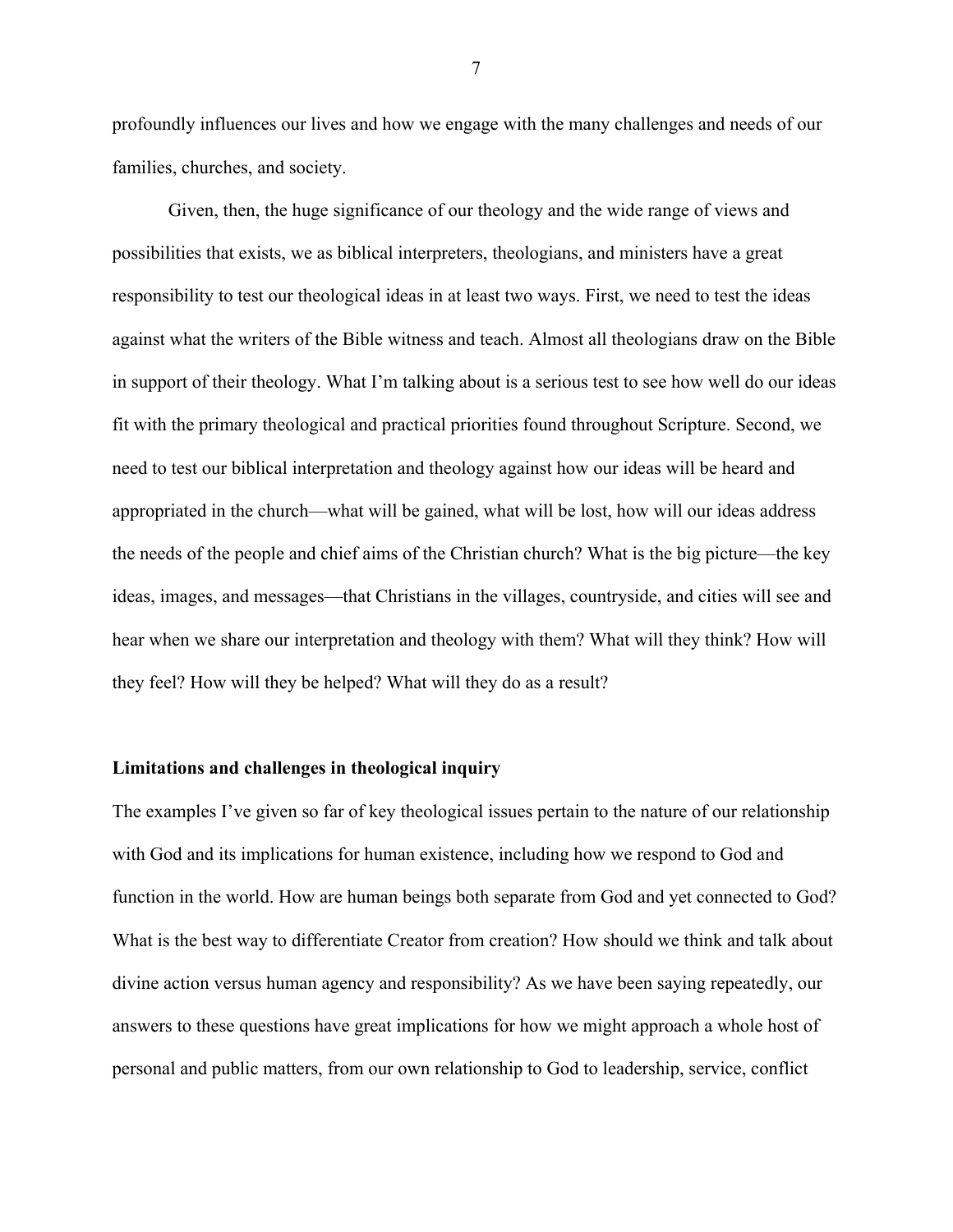profoundly influences our lives and how we engage with the many challenges and needs of our families, churches, and society.

Given, then, the huge significance of our theology and the wide range of views and possibilities that exists, we as biblical interpreters, theologians, and ministers have a great responsibility to test our theological ideas in at least two ways. First, we need to test the ideas against what the writers of the Bible witness and teach. Almost all theologians draw on the Bible in support of their theology. What I'm talking about is a serious test to see how well do our ideas fit with the primary theological and practical priorities found throughout Scripture. Second, we need to test our biblical interpretation and theology against how our ideas will be heard and appropriated in the church—what will be gained, what will be lost, how will our ideas address the needs of the people and chief aims of the Christian church? What is the big picture—the key ideas, images, and messages—that Christians in the villages, countryside, and cities will see and hear when we share our interpretation and theology with them? What will they think? How will they feel? How will they be helped? What will they do as a result?

**Limitations and challenges in theological inquiry**

The examples I've given so far of key theological issues pertain to the nature of our relationship with God and its implications for human existence, including how we respond to God and function in the world. How are human beings both separate from God and yet connected to God? What is the best way to differentiate Creator from creation? How should we think and talk about divine action versus human agency and responsibility? As we have been saying repeatedly, our answers to these questions have great implications for how we might approach a whole host of personal and public matters, from our own relationship to God to leadership, service, conflict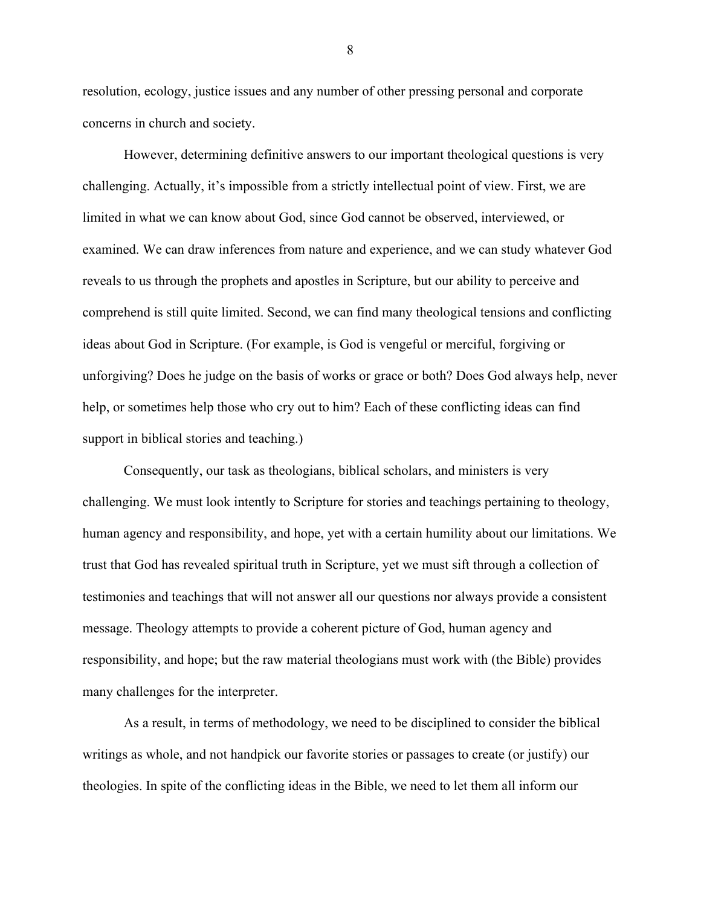resolution, ecology, justice issues and any number of other pressing personal and corporate concerns in church and society.

However, determining definitive answers to our important theological questions is very challenging. Actually, it's impossible from a strictly intellectual point of view. First, we are limited in what we can know about God, since God cannot be observed, interviewed, or examined. We can draw inferences from nature and experience, and we can study whatever God reveals to us through the prophets and apostles in Scripture, but our ability to perceive and comprehend is still quite limited. Second, we can find many theological tensions and conflicting ideas about God in Scripture. (For example, is God is vengeful or merciful, forgiving or unforgiving? Does he judge on the basis of works or grace or both? Does God always help, never help, or sometimes help those who cry out to him? Each of these conflicting ideas can find support in biblical stories and teaching.)

Consequently, our task as theologians, biblical scholars, and ministers is very challenging. We must look intently to Scripture for stories and teachings pertaining to theology, human agency and responsibility, and hope, yet with a certain humility about our limitations. We trust that God has revealed spiritual truth in Scripture, yet we must sift through a collection of testimonies and teachings that will not answer all our questions nor always provide a consistent message. Theology attempts to provide a coherent picture of God, human agency and responsibility, and hope; but the raw material theologians must work with (the Bible) provides many challenges for the interpreter.

As a result, in terms of methodology, we need to be disciplined to consider the biblical writings as whole, and not handpick our favorite stories or passages to create (or justify) our theologies. In spite of the conflicting ideas in the Bible, we need to let them all inform our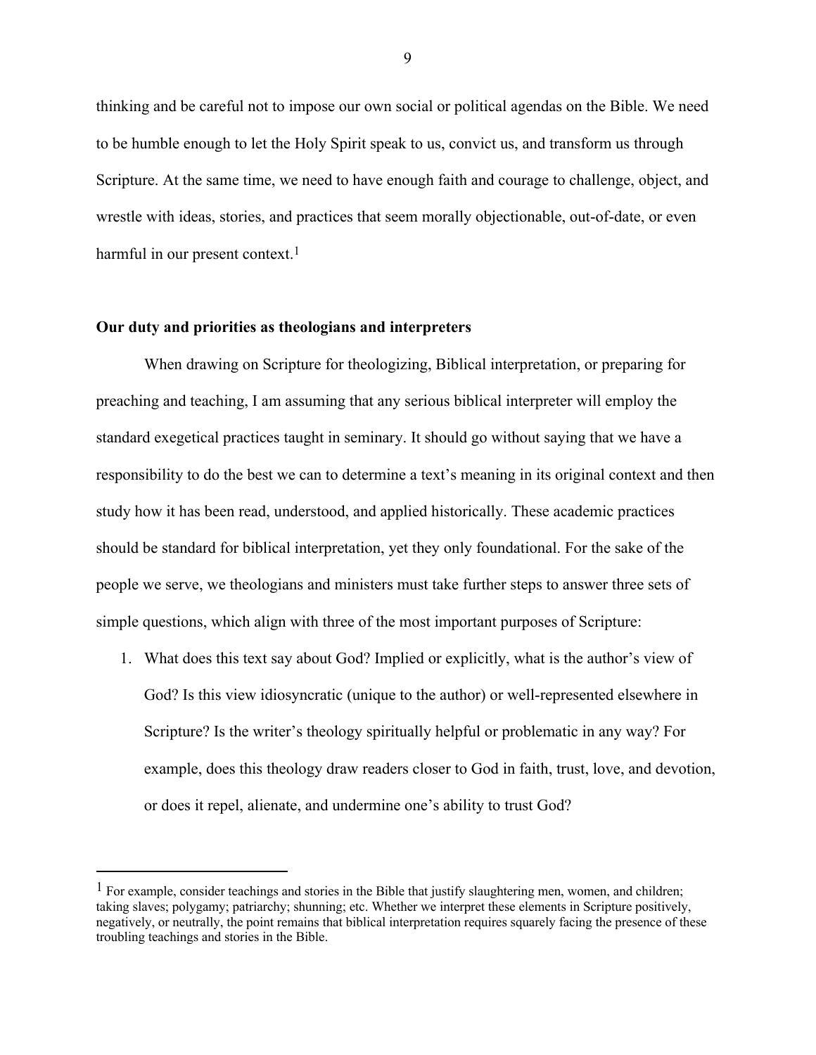thinking and be careful not to impose our own social or political agendas on the Bible. We need to be humble enough to let the Holy Spirit speak to us, convict us, and transform us through Scripture. At the same time, we need to have enough faith and courage to challenge, object, and wrestle with ideas, stories, and practices that seem morally objectionable, out-of-date, or even harmful in our present context.[1]

**Our duty and priorities as theologians and interpreters**

When drawing on Scripture for theologizing, Biblical interpretation, or preparing for preaching and teaching, I am assuming that any serious biblical interpreter will employ the standard exegetical practices taught in seminary. It should go without saying that we have a responsibility to do the best we can to determine a text's meaning in its original context and then study how it has been read, understood, and applied historically. These academic practices should be standard for biblical interpretation, yet they only foundational. For the sake of the people we serve, we theologians and ministers must take further steps to answer three sets of simple questions, which align with three of the most important purposes of Scripture:

1. What does this text say about God? Implied or explicitly, what is the author's view of God? Is this view idiosyncratic (unique to the author) or well-represented elsewhere in Scripture? Is the writer's theology spiritually helpful or problematic in any way? For example, does this theology draw readers closer to God in faith, trust, love, and devotion, or does it repel, alienate, and undermine one's ability to trust God?

[1] For example, consider teachings and stories in the Bible that justify slaughtering men, women, and children; taking slaves; polygamy; patriarchy; shunning; etc. Whether we interpret these elements in Scripture positively, negatively, or neutrally, the point remains that biblical interpretation requires squarely facing the presence of these troubling teachings and stories in the Bible.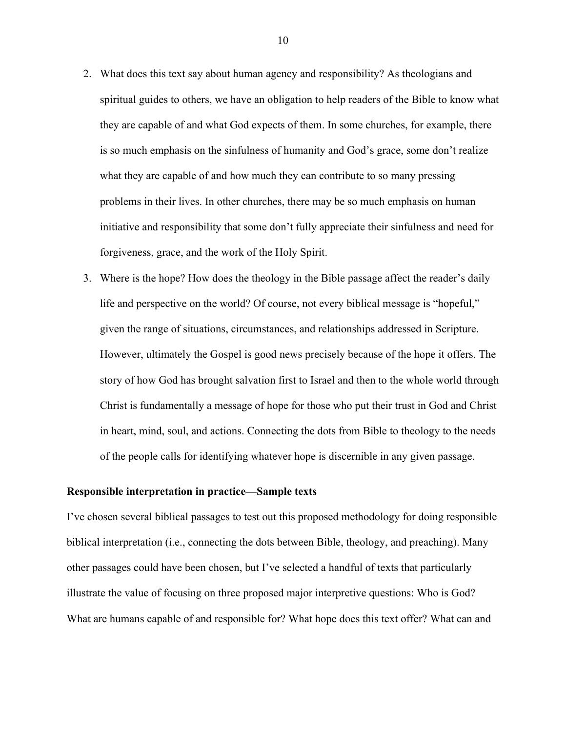2. What does this text say about human agency and responsibility? As theologians and spiritual guides to others, we have an obligation to help readers of the Bible to know what they are capable of and what God expects of them. In some churches, for example, there is so much emphasis on the sinfulness of humanity and God's grace, some don't realize what they are capable of and how much they can contribute to so many pressing problems in their lives. In other churches, there may be so much emphasis on human initiative and responsibility that some don't fully appreciate their sinfulness and need for forgiveness, grace, and the work of the Holy Spirit.
3. Where is the hope? How does the theology in the Bible passage affect the reader's daily life and perspective on the world? Of course, not every biblical message is "hopeful," given the range of situations, circumstances, and relationships addressed in Scripture. However, ultimately the Gospel is good news precisely because of the hope it offers. The story of how God has brought salvation first to Israel and then to the whole world through Christ is fundamentally a message of hope for those who put their trust in God and Christ in heart, mind, soul, and actions. Connecting the dots from Bible to theology to the needs of the people calls for identifying whatever hope is discernible in any given passage.

**Responsible interpretation in practice—Sample texts**

I've chosen several biblical passages to test out this proposed methodology for doing responsible biblical interpretation (i.e., connecting the dots between Bible, theology, and preaching). Many other passages could have been chosen, but I've selected a handful of texts that particularly illustrate the value of focusing on three proposed major interpretive questions: Who is God? What are humans capable of and responsible for? What hope does this text offer? What can and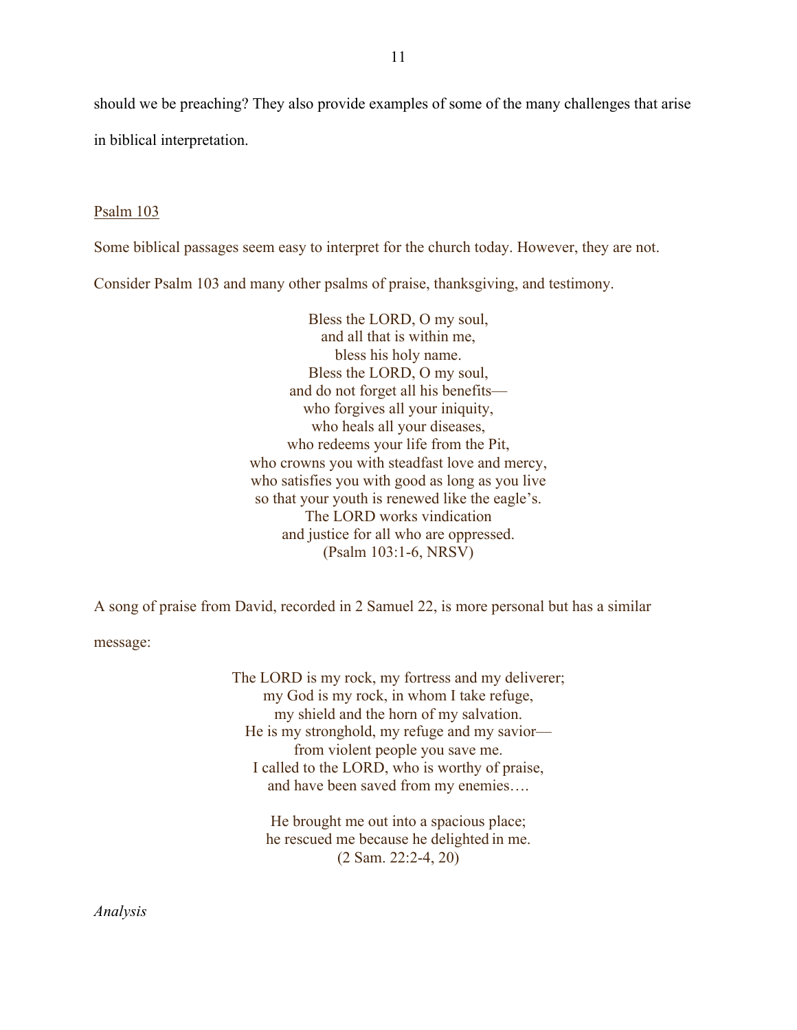should we be preaching? They also provide examples of some of the many challenges that arise in biblical interpretation.

<u>Psalm 103</u>

Some biblical passages seem easy to interpret for the church today. However, they are not. Consider Psalm 103 and many other psalms of praise, thanksgiving, and testimony.

> Bless the LORD, O my soul,
> and all that is within me,
> bless his holy name.
> Bless the LORD, O my soul,
> and do not forget all his benefits—
> who forgives all your iniquity,
> who heals all your diseases,
> who redeems your life from the Pit,
> who crowns you with steadfast love and mercy,
> who satisfies you with good as long as you live
> so that your youth is renewed like the eagle's.
> The LORD works vindication
> and justice for all who are oppressed.
> (Psalm 103:1-6, NRSV)

A song of praise from David, recorded in 2 Samuel 22, is more personal but has a similar message:

> The LORD is my rock, my fortress and my deliverer;
> my God is my rock, in whom I take refuge,
> my shield and the horn of my salvation.
> He is my stronghold, my refuge and my savior—
> from violent people you save me.
> I called to the LORD, who is worthy of praise,
> and have been saved from my enemies….
>
> He brought me out into a spacious place;
> he rescued me because he delighted in me.
> (2 Sam. 22:2-4, 20)

*Analysis*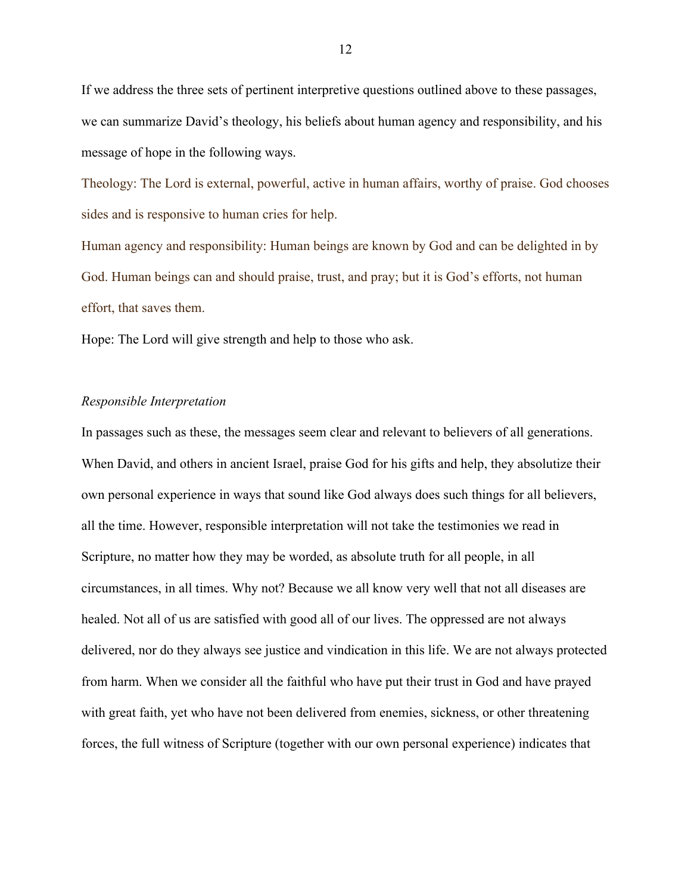If we address the three sets of pertinent interpretive questions outlined above to these passages, we can summarize David's theology, his beliefs about human agency and responsibility, and his message of hope in the following ways.

Theology: The Lord is external, powerful, active in human affairs, worthy of praise. God chooses sides and is responsive to human cries for help.

Human agency and responsibility: Human beings are known by God and can be delighted in by God. Human beings can and should praise, trust, and pray; but it is God's efforts, not human effort, that saves them.

Hope: The Lord will give strength and help to those who ask.

*Responsible Interpretation*

In passages such as these, the messages seem clear and relevant to believers of all generations. When David, and others in ancient Israel, praise God for his gifts and help, they absolutize their own personal experience in ways that sound like God always does such things for all believers, all the time. However, responsible interpretation will not take the testimonies we read in Scripture, no matter how they may be worded, as absolute truth for all people, in all circumstances, in all times. Why not? Because we all know very well that not all diseases are healed. Not all of us are satisfied with good all of our lives. The oppressed are not always delivered, nor do they always see justice and vindication in this life. We are not always protected from harm. When we consider all the faithful who have put their trust in God and have prayed with great faith, yet who have not been delivered from enemies, sickness, or other threatening forces, the full witness of Scripture (together with our own personal experience) indicates that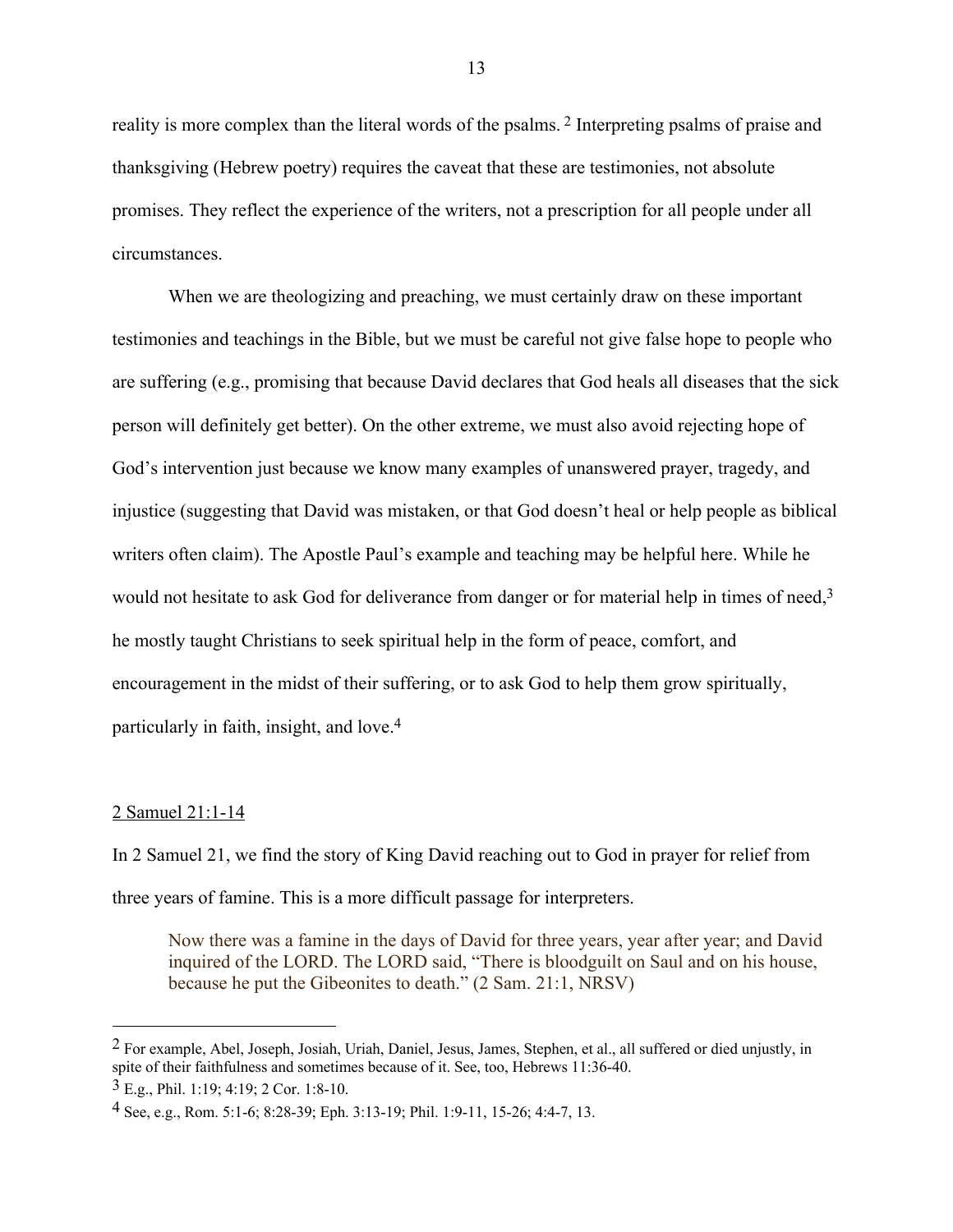reality is more complex than the literal words of the psalms.[2] Interpreting psalms of praise and thanksgiving (Hebrew poetry) requires the caveat that these are testimonies, not absolute promises. They reflect the experience of the writers, not a prescription for all people under all circumstances.

When we are theologizing and preaching, we must certainly draw on these important testimonies and teachings in the Bible, but we must be careful not give false hope to people who are suffering (e.g., promising that because David declares that God heals all diseases that the sick person will definitely get better). On the other extreme, we must also avoid rejecting hope of God's intervention just because we know many examples of unanswered prayer, tragedy, and injustice (suggesting that David was mistaken, or that God doesn't heal or help people as biblical writers often claim). The Apostle Paul's example and teaching may be helpful here. While he would not hesitate to ask God for deliverance from danger or for material help in times of need,[3] he mostly taught Christians to seek spiritual help in the form of peace, comfort, and encouragement in the midst of their suffering, or to ask God to help them grow spiritually, particularly in faith, insight, and love.[4]

<u>2 Samuel 21:1-14</u>

In 2 Samuel 21, we find the story of King David reaching out to God in prayer for relief from three years of famine. This is a more difficult passage for interpreters.

> Now there was a famine in the days of David for three years, year after year; and David inquired of the LORD. The LORD said, "There is bloodguilt on Saul and on his house, because he put the Gibeonites to death." (2 Sam. 21:1, NRSV)

---

[2] For example, Abel, Joseph, Josiah, Uriah, Daniel, Jesus, James, Stephen, et al., all suffered or died unjustly, in spite of their faithfulness and sometimes because of it. See, too, Hebrews 11:36-40.

[3] E.g., Phil. 1:19; 4:19; 2 Cor. 1:8-10.

[4] See, e.g., Rom. 5:1-6; 8:28-39; Eph. 3:13-19; Phil. 1:9-11, 15-26; 4:4-7, 13.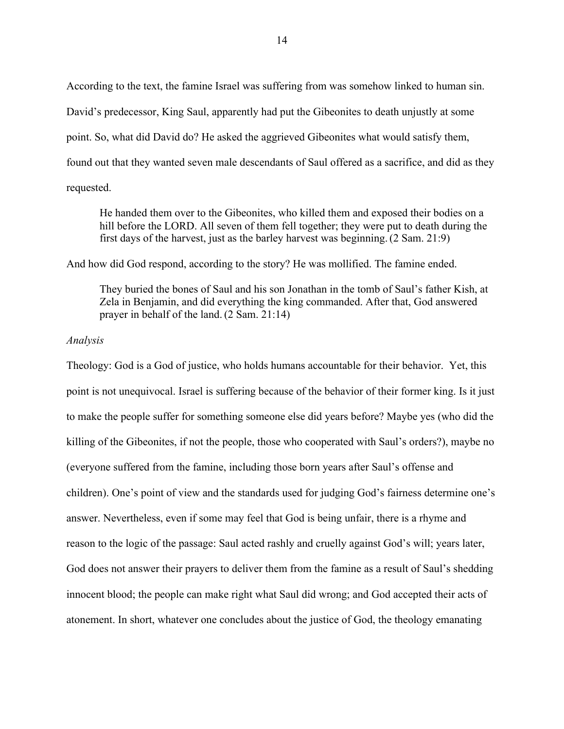According to the text, the famine Israel was suffering from was somehow linked to human sin. David's predecessor, King Saul, apparently had put the Gibeonites to death unjustly at some point. So, what did David do? He asked the aggrieved Gibeonites what would satisfy them, found out that they wanted seven male descendants of Saul offered as a sacrifice, and did as they requested.

> He handed them over to the Gibeonites, who killed them and exposed their bodies on a hill before the LORD. All seven of them fell together; they were put to death during the first days of the harvest, just as the barley harvest was beginning. (2 Sam. 21:9)

And how did God respond, according to the story? He was mollified. The famine ended.

> They buried the bones of Saul and his son Jonathan in the tomb of Saul's father Kish, at Zela in Benjamin, and did everything the king commanded. After that, God answered prayer in behalf of the land. (2 Sam. 21:14)

*Analysis*

Theology: God is a God of justice, who holds humans accountable for their behavior. Yet, this point is not unequivocal. Israel is suffering because of the behavior of their former king. Is it just to make the people suffer for something someone else did years before? Maybe yes (who did the killing of the Gibeonites, if not the people, those who cooperated with Saul's orders?), maybe no (everyone suffered from the famine, including those born years after Saul's offense and children). One's point of view and the standards used for judging God's fairness determine one's answer. Nevertheless, even if some may feel that God is being unfair, there is a rhyme and reason to the logic of the passage: Saul acted rashly and cruelly against God's will; years later, God does not answer their prayers to deliver them from the famine as a result of Saul's shedding innocent blood; the people can make right what Saul did wrong; and God accepted their acts of atonement. In short, whatever one concludes about the justice of God, the theology emanating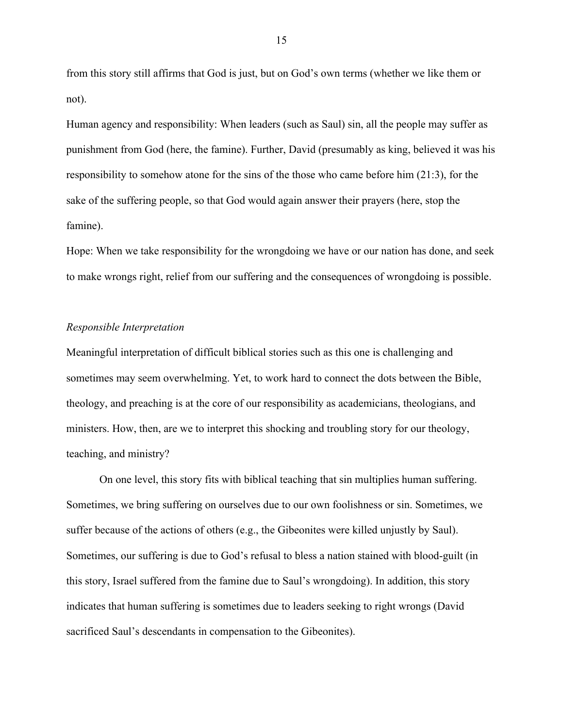from this story still affirms that God is just, but on God's own terms (whether we like them or not).

Human agency and responsibility: When leaders (such as Saul) sin, all the people may suffer as punishment from God (here, the famine). Further, David (presumably as king, believed it was his responsibility to somehow atone for the sins of the those who came before him (21:3), for the sake of the suffering people, so that God would again answer their prayers (here, stop the famine).

Hope: When we take responsibility for the wrongdoing we have or our nation has done, and seek to make wrongs right, relief from our suffering and the consequences of wrongdoing is possible.

*Responsible Interpretation*

Meaningful interpretation of difficult biblical stories such as this one is challenging and sometimes may seem overwhelming. Yet, to work hard to connect the dots between the Bible, theology, and preaching is at the core of our responsibility as academicians, theologians, and ministers. How, then, are we to interpret this shocking and troubling story for our theology, teaching, and ministry?

On one level, this story fits with biblical teaching that sin multiplies human suffering. Sometimes, we bring suffering on ourselves due to our own foolishness or sin. Sometimes, we suffer because of the actions of others (e.g., the Gibeonites were killed unjustly by Saul). Sometimes, our suffering is due to God's refusal to bless a nation stained with blood-guilt (in this story, Israel suffered from the famine due to Saul's wrongdoing). In addition, this story indicates that human suffering is sometimes due to leaders seeking to right wrongs (David sacrificed Saul's descendants in compensation to the Gibeonites).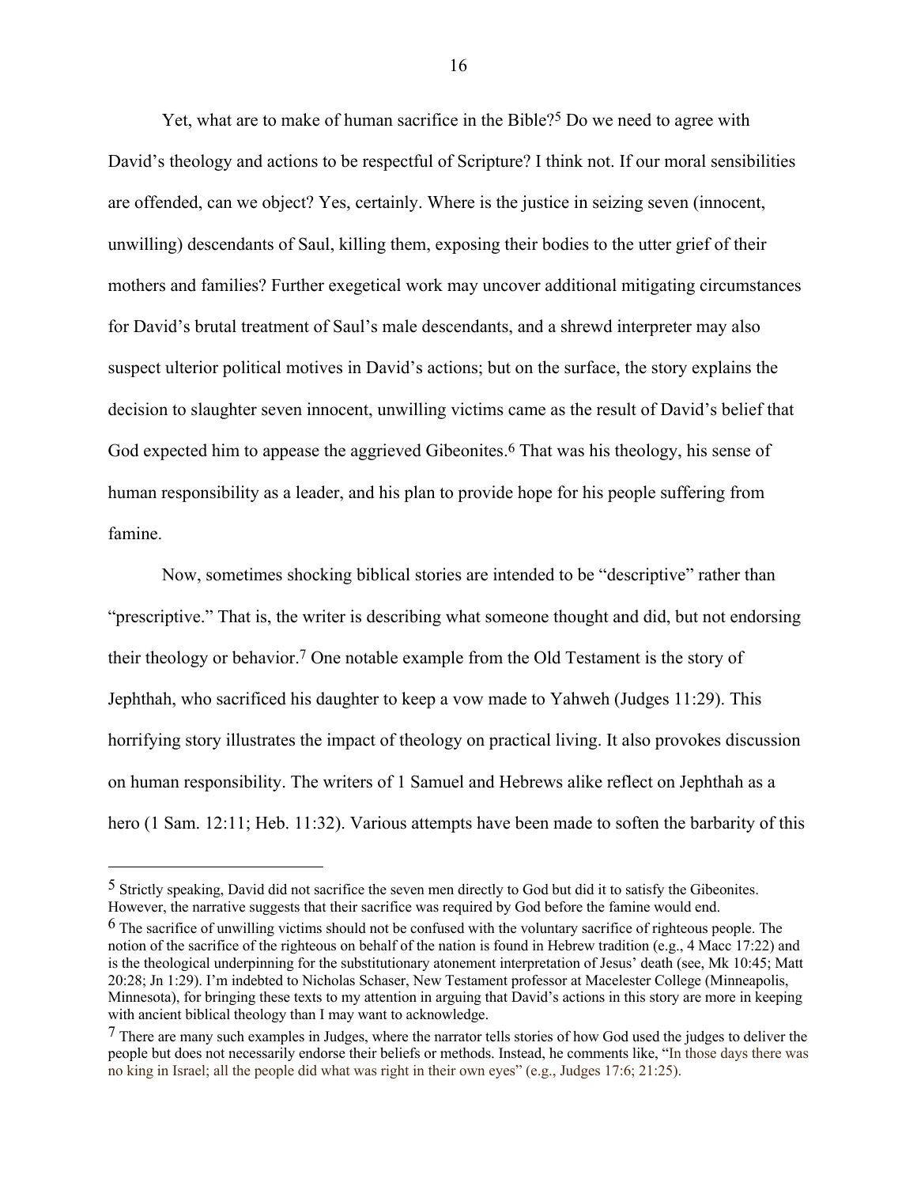Yet, what are to make of human sacrifice in the Bible?[5] Do we need to agree with David's theology and actions to be respectful of Scripture? I think not. If our moral sensibilities are offended, can we object? Yes, certainly. Where is the justice in seizing seven (innocent, unwilling) descendants of Saul, killing them, exposing their bodies to the utter grief of their mothers and families? Further exegetical work may uncover additional mitigating circumstances for David's brutal treatment of Saul's male descendants, and a shrewd interpreter may also suspect ulterior political motives in David's actions; but on the surface, the story explains the decision to slaughter seven innocent, unwilling victims came as the result of David's belief that God expected him to appease the aggrieved Gibeonites.[6] That was his theology, his sense of human responsibility as a leader, and his plan to provide hope for his people suffering from famine.

Now, sometimes shocking biblical stories are intended to be "descriptive" rather than "prescriptive." That is, the writer is describing what someone thought and did, but not endorsing their theology or behavior.[7] One notable example from the Old Testament is the story of Jephthah, who sacrificed his daughter to keep a vow made to Yahweh (Judges 11:29). This horrifying story illustrates the impact of theology on practical living. It also provokes discussion on human responsibility. The writers of 1 Samuel and Hebrews alike reflect on Jephthah as a hero (1 Sam. 12:11; Heb. 11:32). Various attempts have been made to soften the barbarity of this

---

[5] Strictly speaking, David did not sacrifice the seven men directly to God but did it to satisfy the Gibeonites. However, the narrative suggests that their sacrifice was required by God before the famine would end.

[6] The sacrifice of unwilling victims should not be confused with the voluntary sacrifice of righteous people. The notion of the sacrifice of the righteous on behalf of the nation is found in Hebrew tradition (e.g., 4 Macc 17:22) and is the theological underpinning for the substitutionary atonement interpretation of Jesus' death (see, Mk 10:45; Matt 20:28; Jn 1:29). I'm indebted to Nicholas Schaser, New Testament professor at Macelester College (Minneapolis, Minnesota), for bringing these texts to my attention in arguing that David's actions in this story are more in keeping with ancient biblical theology than I may want to acknowledge.

[7] There are many such examples in Judges, where the narrator tells stories of how God used the judges to deliver the people but does not necessarily endorse their beliefs or methods. Instead, he comments like, "In those days there was no king in Israel; all the people did what was right in their own eyes" (e.g., Judges 17:6; 21:25).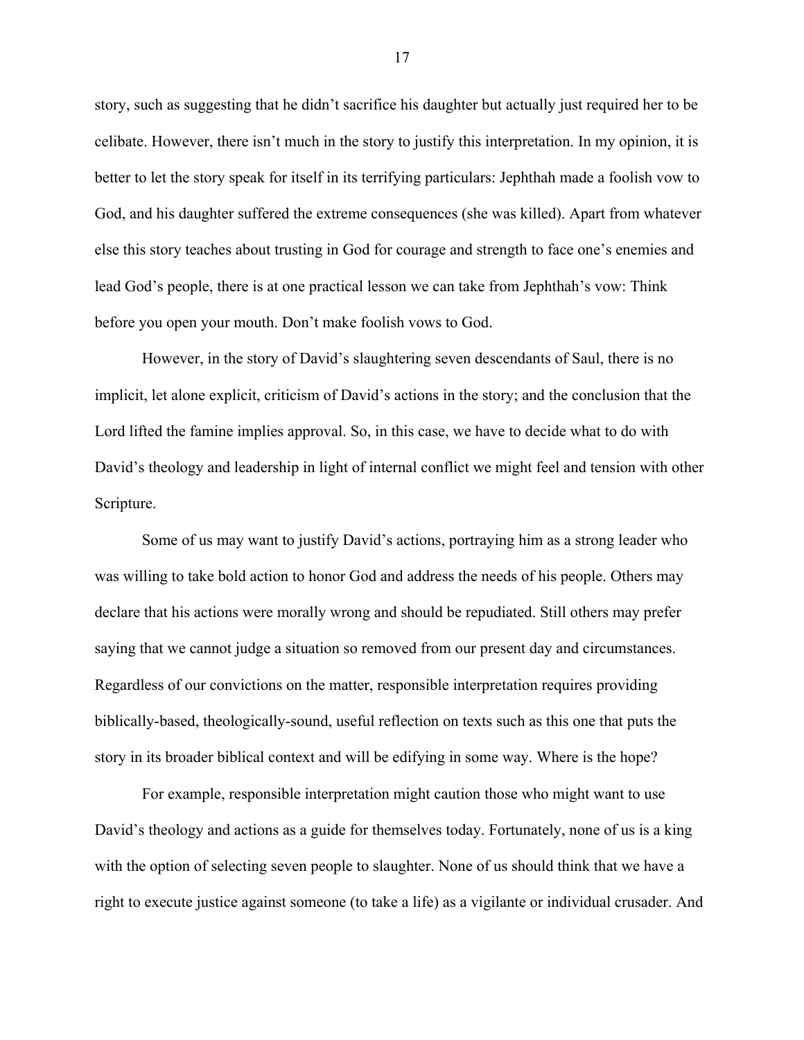story, such as suggesting that he didn't sacrifice his daughter but actually just required her to be celibate. However, there isn't much in the story to justify this interpretation. In my opinion, it is better to let the story speak for itself in its terrifying particulars: Jephthah made a foolish vow to God, and his daughter suffered the extreme consequences (she was killed). Apart from whatever else this story teaches about trusting in God for courage and strength to face one's enemies and lead God's people, there is at one practical lesson we can take from Jephthah's vow: Think before you open your mouth. Don't make foolish vows to God.

However, in the story of David's slaughtering seven descendants of Saul, there is no implicit, let alone explicit, criticism of David's actions in the story; and the conclusion that the Lord lifted the famine implies approval. So, in this case, we have to decide what to do with David's theology and leadership in light of internal conflict we might feel and tension with other Scripture.

Some of us may want to justify David's actions, portraying him as a strong leader who was willing to take bold action to honor God and address the needs of his people. Others may declare that his actions were morally wrong and should be repudiated. Still others may prefer saying that we cannot judge a situation so removed from our present day and circumstances. Regardless of our convictions on the matter, responsible interpretation requires providing biblically-based, theologically-sound, useful reflection on texts such as this one that puts the story in its broader biblical context and will be edifying in some way. Where is the hope?

For example, responsible interpretation might caution those who might want to use David's theology and actions as a guide for themselves today. Fortunately, none of us is a king with the option of selecting seven people to slaughter. None of us should think that we have a right to execute justice against someone (to take a life) as a vigilante or individual crusader. And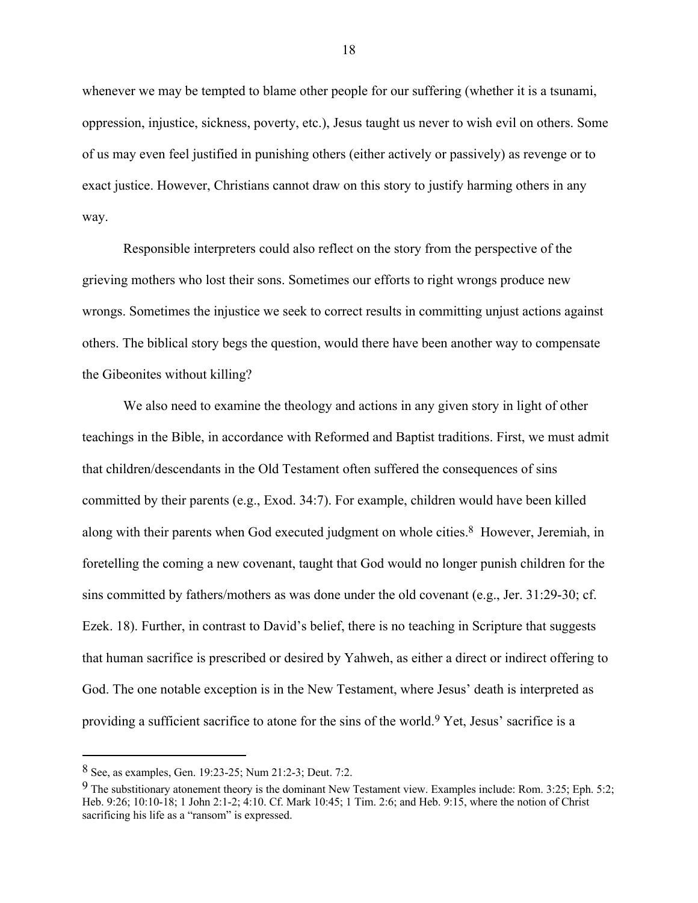whenever we may be tempted to blame other people for our suffering (whether it is a tsunami, oppression, injustice, sickness, poverty, etc.), Jesus taught us never to wish evil on others. Some of us may even feel justified in punishing others (either actively or passively) as revenge or to exact justice. However, Christians cannot draw on this story to justify harming others in any way.

Responsible interpreters could also reflect on the story from the perspective of the grieving mothers who lost their sons. Sometimes our efforts to right wrongs produce new wrongs. Sometimes the injustice we seek to correct results in committing unjust actions against others. The biblical story begs the question, would there have been another way to compensate the Gibeonites without killing?

We also need to examine the theology and actions in any given story in light of other teachings in the Bible, in accordance with Reformed and Baptist traditions. First, we must admit that children/descendants in the Old Testament often suffered the consequences of sins committed by their parents (e.g., Exod. 34:7). For example, children would have been killed along with their parents when God executed judgment on whole cities.[8] However, Jeremiah, in foretelling the coming a new covenant, taught that God would no longer punish children for the sins committed by fathers/mothers as was done under the old covenant (e.g., Jer. 31:29-30; cf. Ezek. 18). Further, in contrast to David's belief, there is no teaching in Scripture that suggests that human sacrifice is prescribed or desired by Yahweh, as either a direct or indirect offering to God. The one notable exception is in the New Testament, where Jesus' death is interpreted as providing a sufficient sacrifice to atone for the sins of the world.[9] Yet, Jesus' sacrifice is a

---

[8] See, as examples, Gen. 19:23-25; Num 21:2-3; Deut. 7:2.

[9] The substitionary atonement theory is the dominant New Testament view. Examples include: Rom. 3:25; Eph. 5:2; Heb. 9:26; 10:10-18; 1 John 2:1-2; 4:10. Cf. Mark 10:45; 1 Tim. 2:6; and Heb. 9:15, where the notion of Christ sacrificing his life as a "ransom" is expressed.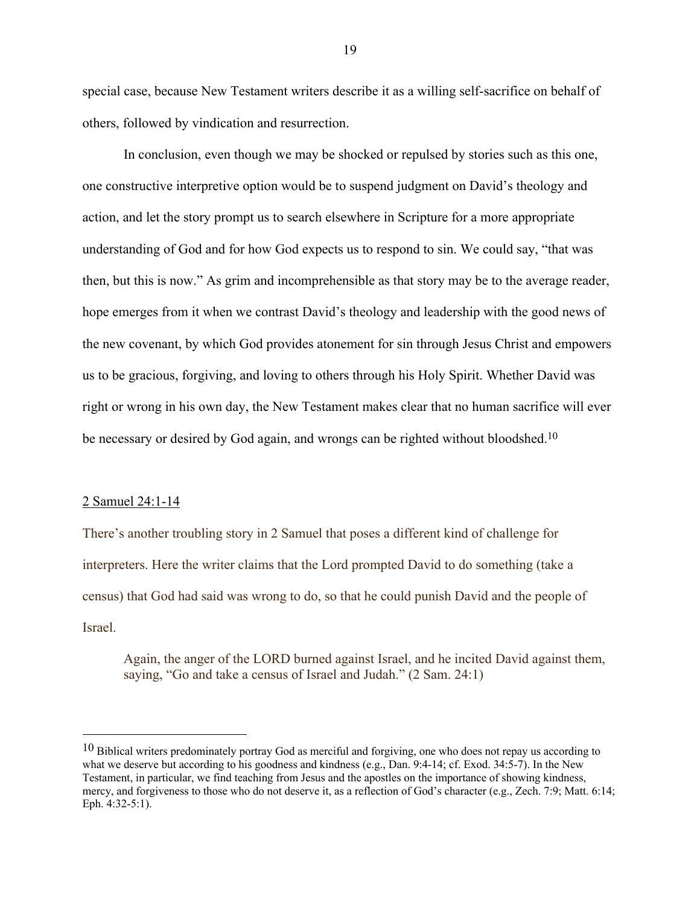special case, because New Testament writers describe it as a willing self-sacrifice on behalf of others, followed by vindication and resurrection.

In conclusion, even though we may be shocked or repulsed by stories such as this one, one constructive interpretive option would be to suspend judgment on David's theology and action, and let the story prompt us to search elsewhere in Scripture for a more appropriate understanding of God and for how God expects us to respond to sin. We could say, "that was then, but this is now." As grim and incomprehensible as that story may be to the average reader, hope emerges from it when we contrast David's theology and leadership with the good news of the new covenant, by which God provides atonement for sin through Jesus Christ and empowers us to be gracious, forgiving, and loving to others through his Holy Spirit. Whether David was right or wrong in his own day, the New Testament makes clear that no human sacrifice will ever be necessary or desired by God again, and wrongs can be righted without bloodshed.[10]

<u>2 Samuel 24:1-14</u>

There's another troubling story in 2 Samuel that poses a different kind of challenge for interpreters. Here the writer claims that the Lord prompted David to do something (take a census) that God had said was wrong to do, so that he could punish David and the people of Israel.

> Again, the anger of the LORD burned against Israel, and he incited David against them, saying, "Go and take a census of Israel and Judah." (2 Sam. 24:1)

---

[10] Biblical writers predominately portray God as merciful and forgiving, one who does not repay us according to what we deserve but according to his goodness and kindness (e.g., Dan. 9:4-14; cf. Exod. 34:5-7). In the New Testament, in particular, we find teaching from Jesus and the apostles on the importance of showing kindness, mercy, and forgiveness to those who do not deserve it, as a reflection of God's character (e.g., Zech. 7:9; Matt. 6:14; Eph. 4:32-5:1).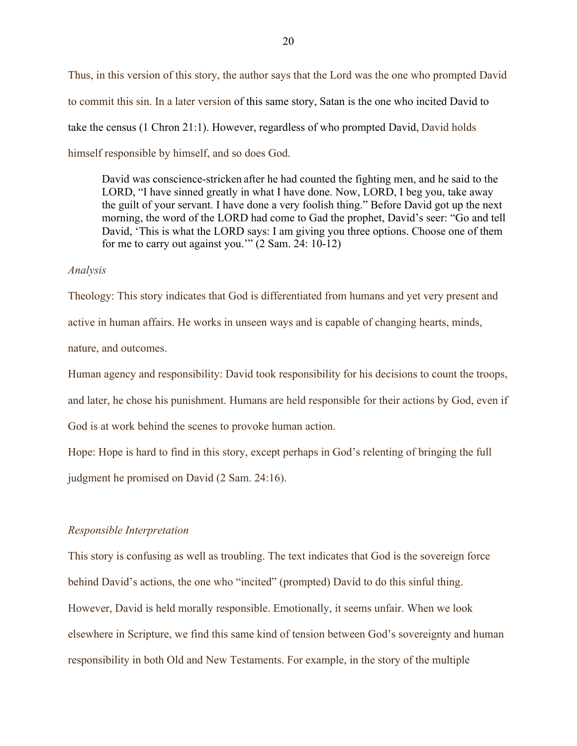Thus, in this version of this story, the author says that the Lord was the one who prompted David to commit this sin. In a later version of this same story, Satan is the one who incited David to take the census (1 Chron 21:1). However, regardless of who prompted David, David holds himself responsible by himself, and so does God.

> David was conscience-stricken after he had counted the fighting men, and he said to the LORD, "I have sinned greatly in what I have done. Now, LORD, I beg you, take away the guilt of your servant. I have done a very foolish thing." Before David got up the next morning, the word of the LORD had come to Gad the prophet, David's seer: "Go and tell David, 'This is what the LORD says: I am giving you three options. Choose one of them for me to carry out against you.'" (2 Sam. 24: 10-12)

*Analysis*

Theology: This story indicates that God is differentiated from humans and yet very present and active in human affairs. He works in unseen ways and is capable of changing hearts, minds, nature, and outcomes.

Human agency and responsibility: David took responsibility for his decisions to count the troops, and later, he chose his punishment. Humans are held responsible for their actions by God, even if God is at work behind the scenes to provoke human action.

Hope: Hope is hard to find in this story, except perhaps in God's relenting of bringing the full judgment he promised on David (2 Sam. 24:16).

*Responsible Interpretation*

This story is confusing as well as troubling. The text indicates that God is the sovereign force behind David's actions, the one who "incited" (prompted) David to do this sinful thing. However, David is held morally responsible. Emotionally, it seems unfair. When we look elsewhere in Scripture, we find this same kind of tension between God's sovereignty and human responsibility in both Old and New Testaments. For example, in the story of the multiple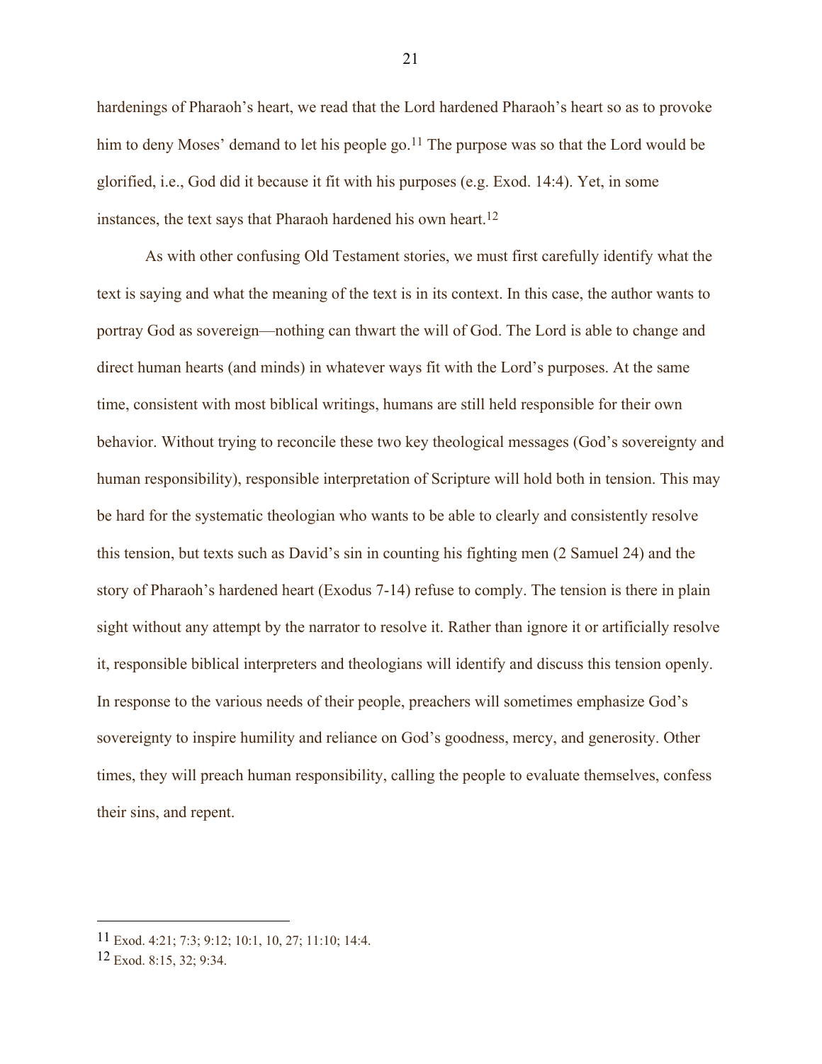hardenings of Pharaoh's heart, we read that the Lord hardened Pharaoh's heart so as to provoke him to deny Moses' demand to let his people go.[11] The purpose was so that the Lord would be glorified, i.e., God did it because it fit with his purposes (e.g. Exod. 14:4). Yet, in some instances, the text says that Pharaoh hardened his own heart.[12]

As with other confusing Old Testament stories, we must first carefully identify what the text is saying and what the meaning of the text is in its context. In this case, the author wants to portray God as sovereign—nothing can thwart the will of God. The Lord is able to change and direct human hearts (and minds) in whatever ways fit with the Lord's purposes. At the same time, consistent with most biblical writings, humans are still held responsible for their own behavior. Without trying to reconcile these two key theological messages (God's sovereignty and human responsibility), responsible interpretation of Scripture will hold both in tension. This may be hard for the systematic theologian who wants to be able to clearly and consistently resolve this tension, but texts such as David's sin in counting his fighting men (2 Samuel 24) and the story of Pharaoh's hardened heart (Exodus 7-14) refuse to comply. The tension is there in plain sight without any attempt by the narrator to resolve it. Rather than ignore it or artificially resolve it, responsible biblical interpreters and theologians will identify and discuss this tension openly. In response to the various needs of their people, preachers will sometimes emphasize God's sovereignty to inspire humility and reliance on God's goodness, mercy, and generosity. Other times, they will preach human responsibility, calling the people to evaluate themselves, confess their sins, and repent.

---

[11] Exod. 4:21; 7:3; 9:12; 10:1, 10, 27; 11:10; 14:4.

[12] Exod. 8:15, 32; 9:34.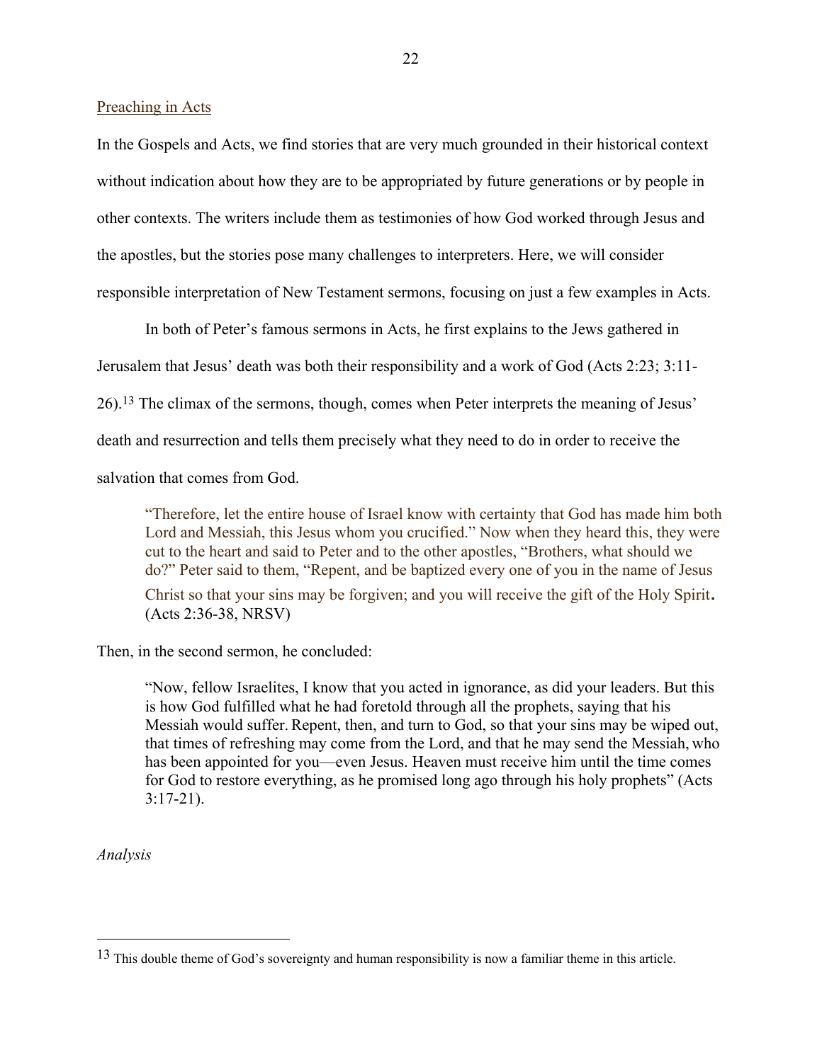## Preaching in Acts

In the Gospels and Acts, we find stories that are very much grounded in their historical context without indication about how they are to be appropriated by future generations or by people in other contexts. The writers include them as testimonies of how God worked through Jesus and the apostles, but the stories pose many challenges to interpreters. Here, we will consider responsible interpretation of New Testament sermons, focusing on just a few examples in Acts.

In both of Peter's famous sermons in Acts, he first explains to the Jews gathered in Jerusalem that Jesus' death was both their responsibility and a work of God (Acts 2:23; 3:11-26).[13] The climax of the sermons, though, comes when Peter interprets the meaning of Jesus' death and resurrection and tells them precisely what they need to do in order to receive the salvation that comes from God.

> "Therefore, let the entire house of Israel know with certainty that God has made him both Lord and Messiah, this Jesus whom you crucified." Now when they heard this, they were cut to the heart and said to Peter and to the other apostles, "Brothers, what should we do?" Peter said to them, "Repent, and be baptized every one of you in the name of Jesus Christ so that your sins may be forgiven; and you will receive the gift of the Holy Spirit. (Acts 2:36-38, NRSV)

Then, in the second sermon, he concluded:

> "Now, fellow Israelites, I know that you acted in ignorance, as did your leaders. But this is how God fulfilled what he had foretold through all the prophets, saying that his Messiah would suffer. Repent, then, and turn to God, so that your sins may be wiped out, that times of refreshing may come from the Lord, and that he may send the Messiah, who has been appointed for you—even Jesus. Heaven must receive him until the time comes for God to restore everything, as he promised long ago through his holy prophets" (Acts 3:17-21).

*Analysis*

---

[13] This double theme of God's sovereignty and human responsibility is now a familiar theme in this article.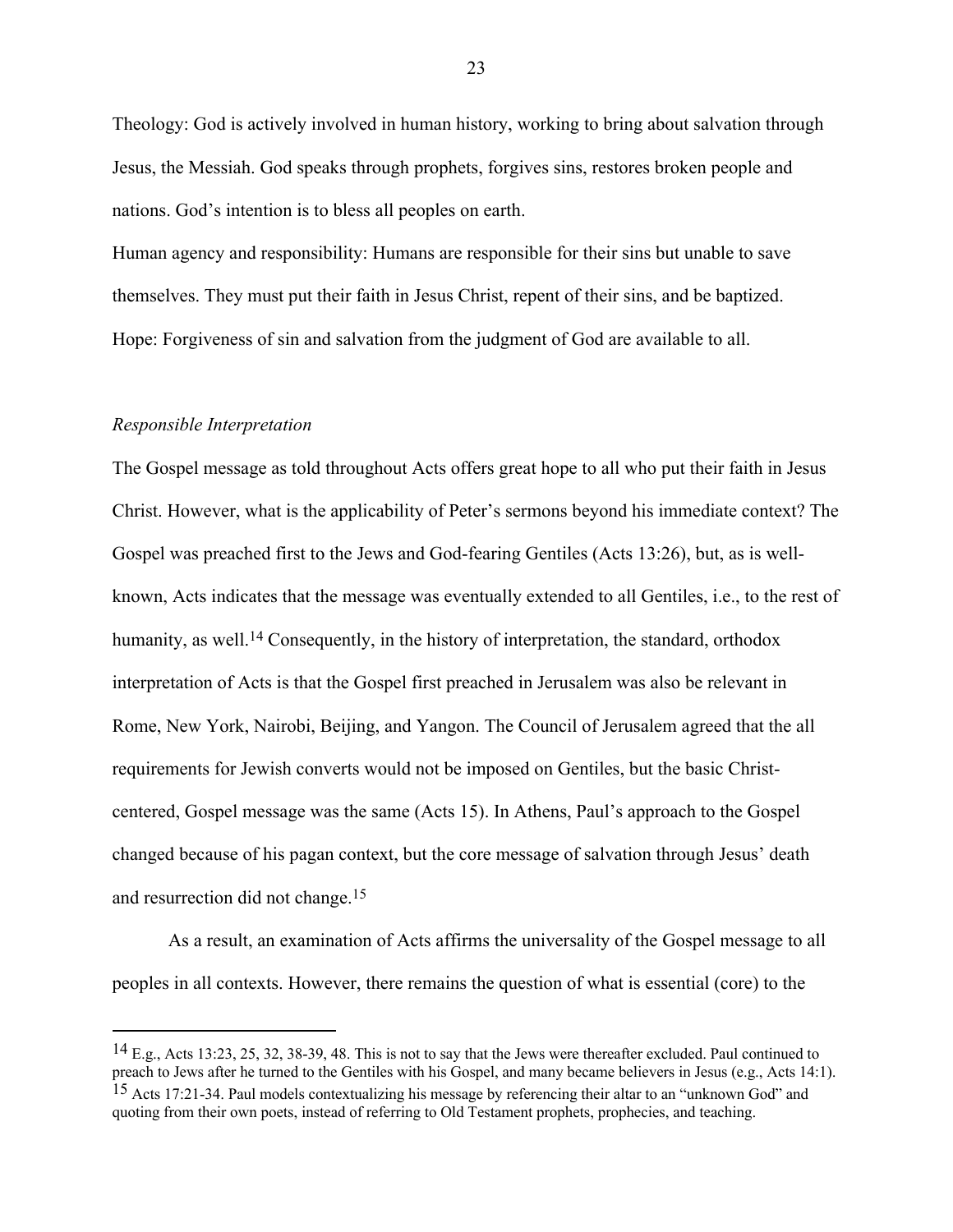Theology: God is actively involved in human history, working to bring about salvation through Jesus, the Messiah. God speaks through prophets, forgives sins, restores broken people and nations. God's intention is to bless all peoples on earth.

Human agency and responsibility: Humans are responsible for their sins but unable to save themselves. They must put their faith in Jesus Christ, repent of their sins, and be baptized.

Hope: Forgiveness of sin and salvation from the judgment of God are available to all.

*Responsible Interpretation*

The Gospel message as told throughout Acts offers great hope to all who put their faith in Jesus Christ. However, what is the applicability of Peter's sermons beyond his immediate context? The Gospel was preached first to the Jews and God-fearing Gentiles (Acts 13:26), but, as is well-known, Acts indicates that the message was eventually extended to all Gentiles, i.e., to the rest of humanity, as well.[14] Consequently, in the history of interpretation, the standard, orthodox interpretation of Acts is that the Gospel first preached in Jerusalem was also be relevant in Rome, New York, Nairobi, Beijing, and Yangon. The Council of Jerusalem agreed that the all requirements for Jewish converts would not be imposed on Gentiles, but the basic Christ-centered, Gospel message was the same (Acts 15). In Athens, Paul's approach to the Gospel changed because of his pagan context, but the core message of salvation through Jesus' death and resurrection did not change.[15]

As a result, an examination of Acts affirms the universality of the Gospel message to all peoples in all contexts. However, there remains the question of what is essential (core) to the

---

[14] E.g., Acts 13:23, 25, 32, 38-39, 48. This is not to say that the Jews were thereafter excluded. Paul continued to preach to Jews after he turned to the Gentiles with his Gospel, and many became believers in Jesus (e.g., Acts 14:1).

[15] Acts 17:21-34. Paul models contextualizing his message by referencing their altar to an "unknown God" and quoting from their own poets, instead of referring to Old Testament prophets, prophecies, and teaching.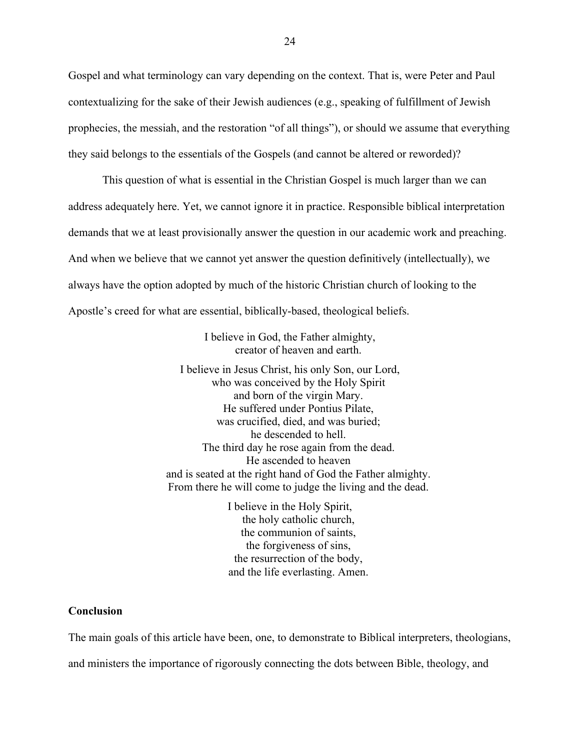Gospel and what terminology can vary depending on the context. That is, were Peter and Paul contextualizing for the sake of their Jewish audiences (e.g., speaking of fulfillment of Jewish prophecies, the messiah, and the restoration "of all things"), or should we assume that everything they said belongs to the essentials of the Gospels (and cannot be altered or reworded)?

This question of what is essential in the Christian Gospel is much larger than we can address adequately here. Yet, we cannot ignore it in practice. Responsible biblical interpretation demands that we at least provisionally answer the question in our academic work and preaching. And when we believe that we cannot yet answer the question definitively (intellectually), we always have the option adopted by much of the historic Christian church of looking to the Apostle's creed for what are essential, biblically-based, theological beliefs.

I believe in God, the Father almighty,
creator of heaven and earth.

I believe in Jesus Christ, his only Son, our Lord,
who was conceived by the Holy Spirit
and born of the virgin Mary.
He suffered under Pontius Pilate,
was crucified, died, and was buried;
he descended to hell.
The third day he rose again from the dead.
He ascended to heaven
and is seated at the right hand of God the Father almighty.
From there he will come to judge the living and the dead.

I believe in the Holy Spirit,
the holy catholic church,
the communion of saints,
the forgiveness of sins,
the resurrection of the body,
and the life everlasting. Amen.

## Conclusion

The main goals of this article have been, one, to demonstrate to Biblical interpreters, theologians, and ministers the importance of rigorously connecting the dots between Bible, theology, and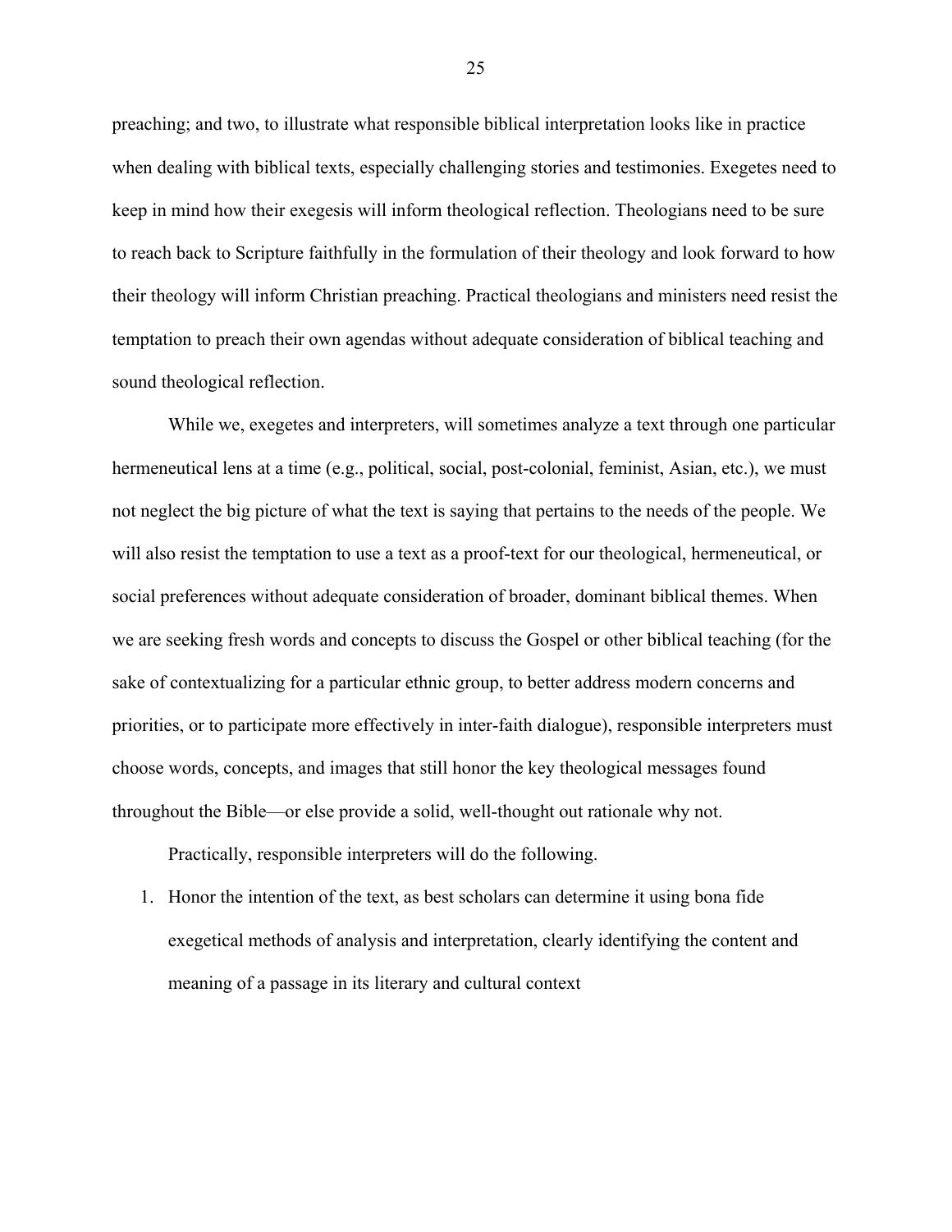preaching; and two, to illustrate what responsible biblical interpretation looks like in practice when dealing with biblical texts, especially challenging stories and testimonies. Exegetes need to keep in mind how their exegesis will inform theological reflection. Theologians need to be sure to reach back to Scripture faithfully in the formulation of their theology and look forward to how their theology will inform Christian preaching. Practical theologians and ministers need resist the temptation to preach their own agendas without adequate consideration of biblical teaching and sound theological reflection.

While we, exegetes and interpreters, will sometimes analyze a text through one particular hermeneutical lens at a time (e.g., political, social, post-colonial, feminist, Asian, etc.), we must not neglect the big picture of what the text is saying that pertains to the needs of the people. We will also resist the temptation to use a text as a proof-text for our theological, hermeneutical, or social preferences without adequate consideration of broader, dominant biblical themes. When we are seeking fresh words and concepts to discuss the Gospel or other biblical teaching (for the sake of contextualizing for a particular ethnic group, to better address modern concerns and priorities, or to participate more effectively in inter-faith dialogue), responsible interpreters must choose words, concepts, and images that still honor the key theological messages found throughout the Bible—or else provide a solid, well-thought out rationale why not.

Practically, responsible interpreters will do the following.

1. Honor the intention of the text, as best scholars can determine it using bona fide exegetical methods of analysis and interpretation, clearly identifying the content and meaning of a passage in its literary and cultural context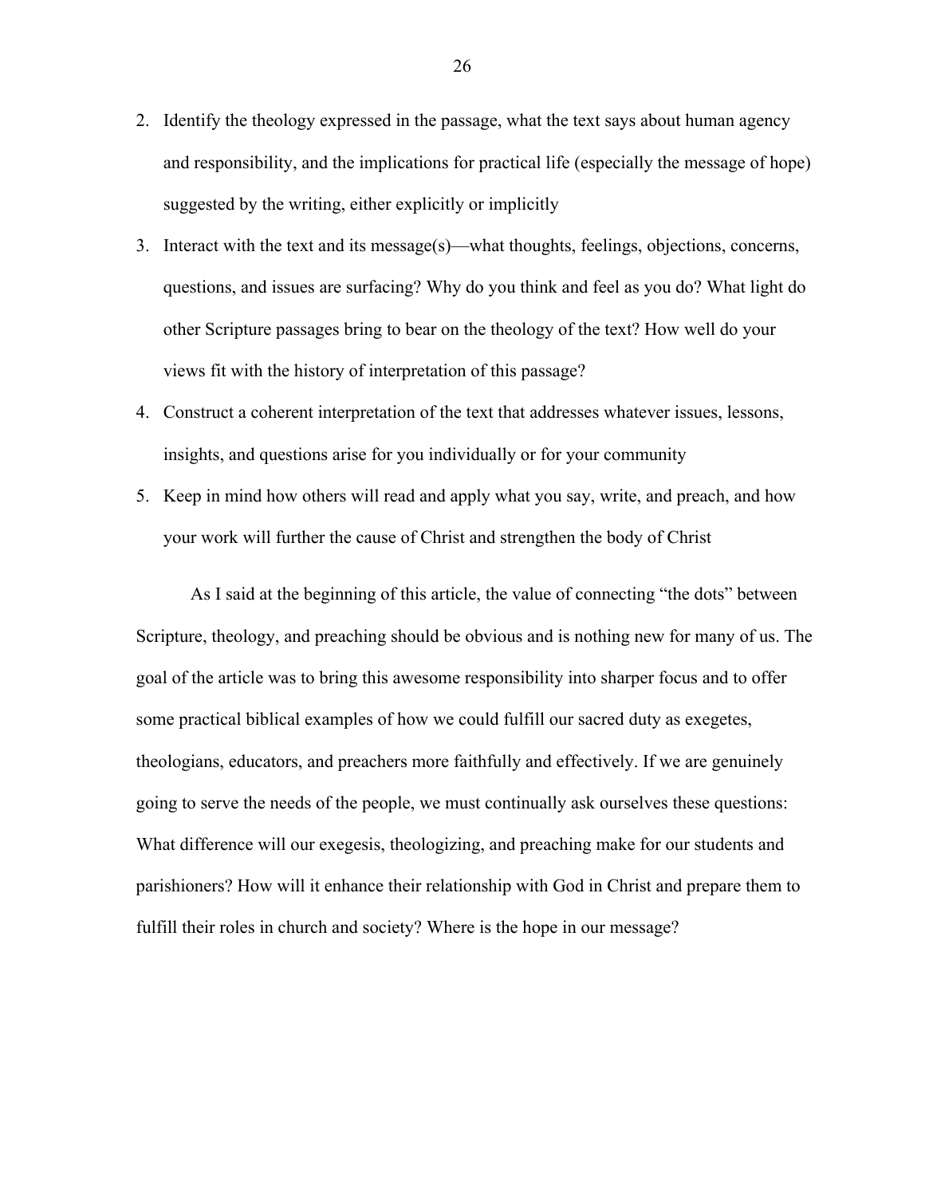2. Identify the theology expressed in the passage, what the text says about human agency and responsibility, and the implications for practical life (especially the message of hope) suggested by the writing, either explicitly or implicitly
3. Interact with the text and its message(s)—what thoughts, feelings, objections, concerns, questions, and issues are surfacing? Why do you think and feel as you do? What light do other Scripture passages bring to bear on the theology of the text? How well do your views fit with the history of interpretation of this passage?
4. Construct a coherent interpretation of the text that addresses whatever issues, lessons, insights, and questions arise for you individually or for your community
5. Keep in mind how others will read and apply what you say, write, and preach, and how your work will further the cause of Christ and strengthen the body of Christ

As I said at the beginning of this article, the value of connecting "the dots" between Scripture, theology, and preaching should be obvious and is nothing new for many of us. The goal of the article was to bring this awesome responsibility into sharper focus and to offer some practical biblical examples of how we could fulfill our sacred duty as exegetes, theologians, educators, and preachers more faithfully and effectively. If we are genuinely going to serve the needs of the people, we must continually ask ourselves these questions: What difference will our exegesis, theologizing, and preaching make for our students and parishioners? How will it enhance their relationship with God in Christ and prepare them to fulfill their roles in church and society? Where is the hope in our message?